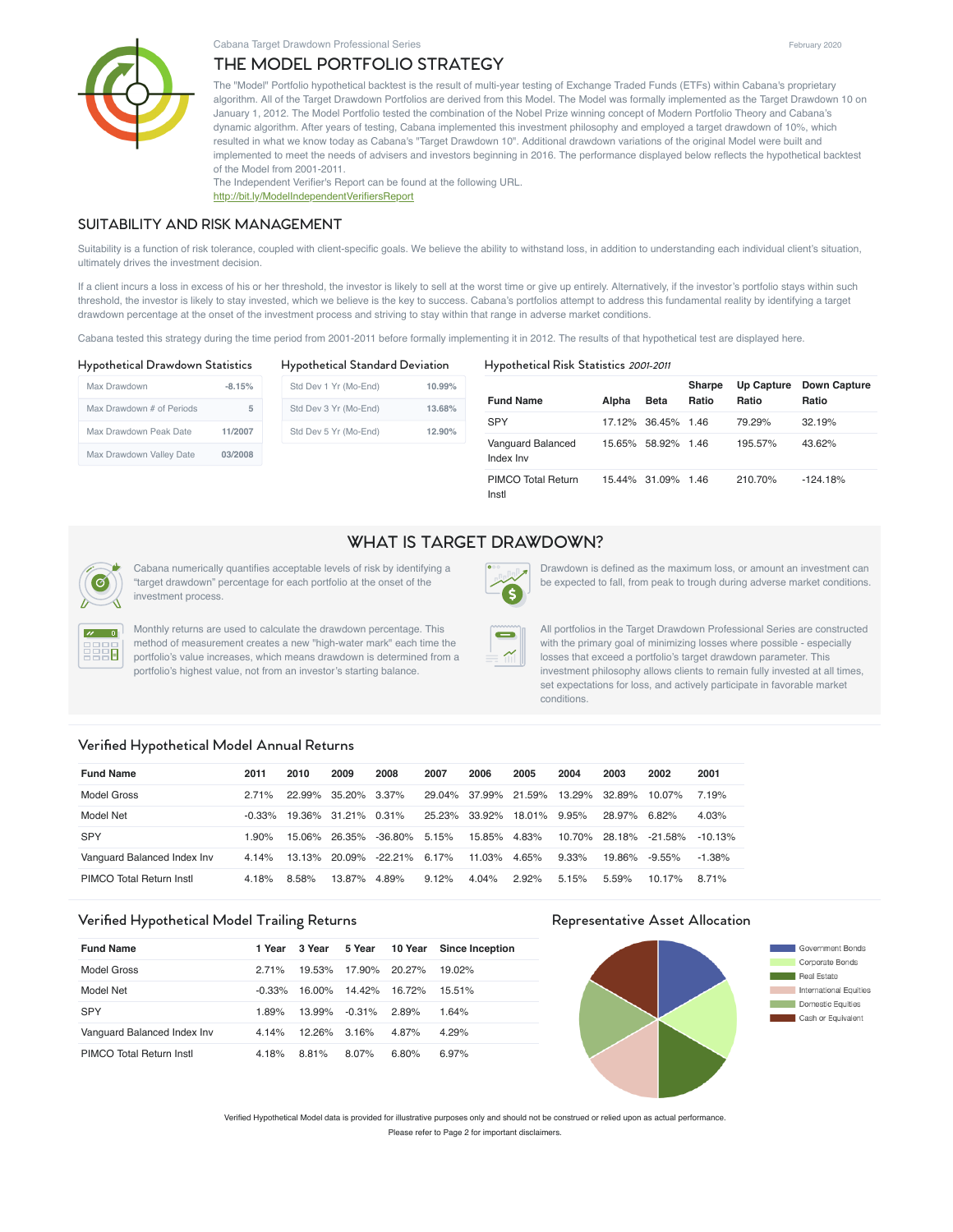Cabana Target Drawdown Professional Series

February 2020

# THE MODEL PORTFOLIO STRATEGY

The "Model" Portfolio hypothetical backtest is the result of multi-year testing of Exchange Traded Funds (ETFs) within Cabana's proprietary algorithm. All of the Target Drawdown Portfolios are derived from this Model. The Model was formally implemented as the Target Drawdown 10 on January 1, 2012. The Model Portfolio tested the combination of the Nobel Prize winning concept of Modern Portfolio Theory and Cabana's dynamic algorithm. After years of testing, Cabana implemented this investment philosophy and employed a target drawdown of 10%, which resulted in what we know today as Cabana's "Target Drawdown 10". Additional drawdown variations of the original Model were built and implemented to meet the needs of advisers and investors beginning in 2016. The performance displayed below reflects the hypothetical backtest of the Model from 2001-2011.

The Independent Verifier's Report can be found at the following URL.
http://bit.ly/ModelIndependentVerifiersReport

## SUITABILITY AND RISK MANAGEMENT

Suitability is a function of risk tolerance, coupled with client-specific goals. We believe the ability to withstand loss, in addition to understanding each individual client's situation, ultimately drives the investment decision.

If a client incurs a loss in excess of his or her threshold, the investor is likely to sell at the worst time or give up entirely. Alternatively, if the investor's portfolio stays within such threshold, the investor is likely to stay invested, which we believe is the key to success. Cabana's portfolios attempt to address this fundamental reality by identifying a target drawdown percentage at the onset of the investment process and striving to stay within that range in adverse market conditions.

Cabana tested this strategy during the time period from 2001-2011 before formally implementing it in 2012. The results of that hypothetical test are displayed here.

### Hypothetical Drawdown Statistics

| | |
|---|---|
| Max Drawdown | -8.15% |
| Max Drawdown # of Periods | 5 |
| Max Drawdown Peak Date | 11/2007 |
| Max Drawdown Valley Date | 03/2008 |

### Hypothetical Standard Deviation

| | |
|---|---|
| Std Dev 1 Yr (Mo-End) | 10.99% |
| Std Dev 3 Yr (Mo-End) | 13.68% |
| Std Dev 5 Yr (Mo-End) | 12.90% |

### Hypothetical Risk Statistics *2001-2011*

| Fund Name | Alpha | Beta | Sharpe Ratio | Up Capture Ratio | Down Capture Ratio |
|---|---|---|---|---|---|
| SPY | 17.12% | 36.45% | 1.46 | 79.29% | 32.19% |
| Vanguard Balanced Index Inv | 15.65% | 58.92% | 1.46 | 195.57% | 43.62% |
| PIMCO Total Return Instl | 15.44% | 31.09% | 1.46 | 210.70% | -124.18% |

## WHAT IS TARGET DRAWDOWN?

Cabana numerically quantifies acceptable levels of risk by identifying a "target drawdown" percentage for each portfolio at the onset of the investment process.

Monthly returns are used to calculate the drawdown percentage. This method of measurement creates a new "high-water mark" each time the portfolio's value increases, which means drawdown is determined from a portfolio's highest value, not from an investor's starting balance.

Drawdown is defined as the maximum loss, or amount an investment can be expected to fall, from peak to trough during adverse market conditions.

All portfolios in the Target Drawdown Professional Series are constructed with the primary goal of minimizing losses where possible - especially losses that exceed a portfolio's target drawdown parameter. This investment philosophy allows clients to remain fully invested at all times, set expectations for loss, and actively participate in favorable market conditions.

### Verified Hypothetical Model Annual Returns

| Fund Name | 2011 | 2010 | 2009 | 2008 | 2007 | 2006 | 2005 | 2004 | 2003 | 2002 | 2001 |
|---|---|---|---|---|---|---|---|---|---|---|---|
| Model Gross | 2.71% | 22.99% | 35.20% | 3.37% | 29.04% | 37.99% | 21.59% | 13.29% | 32.89% | 10.07% | 7.19% |
| Model Net | -0.33% | 19.36% | 31.21% | 0.31% | 25.23% | 33.92% | 18.01% | 9.95% | 28.97% | 6.82% | 4.03% |
| SPY | 1.90% | 15.06% | 26.35% | -36.80% | 5.15% | 15.85% | 4.83% | 10.70% | 28.18% | -21.58% | -10.13% |
| Vanguard Balanced Index Inv | 4.14% | 13.13% | 20.09% | -22.21% | 6.17% | 11.03% | 4.65% | 9.33% | 19.86% | -9.55% | -1.38% |
| PIMCO Total Return Instl | 4.18% | 8.58% | 13.87% | 4.89% | 9.12% | 4.04% | 2.92% | 5.15% | 5.59% | 10.17% | 8.71% |

### Verified Hypothetical Model Trailing Returns

| Fund Name | 1 Year | 3 Year | 5 Year | 10 Year | Since Inception |
|---|---|---|---|---|---|
| Model Gross | 2.71% | 19.53% | 17.90% | 20.27% | 19.02% |
| Model Net | -0.33% | 16.00% | 14.42% | 16.72% | 15.51% |
| SPY | 1.89% | 13.99% | -0.31% | 2.89% | 1.64% |
| Vanguard Balanced Index Inv | 4.14% | 12.26% | 3.16% | 4.87% | 4.29% |
| PIMCO Total Return Instl | 4.18% | 8.81% | 8.07% | 6.80% | 6.97% |

### Representative Asset Allocation

- Government Bonds
- Corporate Bonds
- Real Estate
- International Equities
- Domestic Equities
- Cash or Equivalent

Verified Hypothetical Model data is provided for illustrative purposes only and should not be construed or relied upon as actual performance.
Please refer to Page 2 for important disclaimers.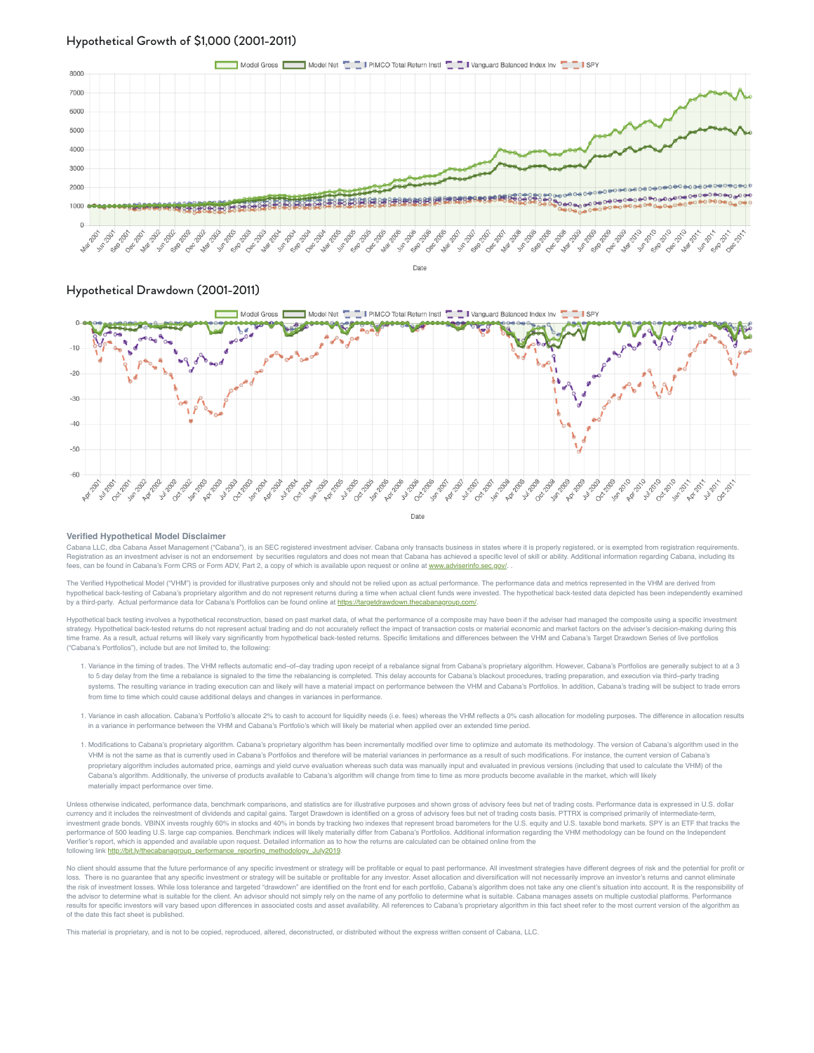## Hypothetical Growth of $1,000 (2001-2011)

Model Gross
Model Net
PIMCO Total Return Instl
Vanguard Balanced Index Inv
SPY

8000
7000
6000
5000
4000
3000
2000
1000
0

Mar 2001, Jun 2001, Sep 2001, Dec 2001, Mar 2002, Jun 2002, Sep 2002, Dec 2002, Mar 2003, Jun 2003, Sep 2003, Dec 2003, Mar 2004, Jun 2004, Sep 2004, Dec 2004, Mar 2005, Jun 2005, Sep 2005, Dec 2005, Mar 2006, Jun 2006, Sep 2006, Dec 2006, Mar 2007, Jun 2007, Sep 2007, Dec 2007, Mar 2008, Jun 2008, Sep 2008, Dec 2008, Mar 2009, Jun 2009, Sep 2009, Dec 2009, Mar 2010, Jun 2010, Sep 2010, Dec 2010, Mar 2011, Jun 2011, Sep 2011, Dec 2011

Date

## Hypothetical Drawdown (2001-2011)

Model Gross
Model Net
PIMCO Total Return Instl
Vanguard Balanced Index Inv
SPY

0
-10
-20
-30
-40
-50
-60

Apr 2001, Jul 2001, Oct 2001, Jan 2002, Apr 2002, Jul 2002, Oct 2002, Jan 2003, Apr 2003, Jul 2003, Oct 2003, Jan 2004, Apr 2004, Jul 2004, Oct 2004, Jan 2005, Apr 2005, Jul 2005, Oct 2005, Jan 2006, Apr 2006, Jul 2006, Oct 2006, Jan 2007, Apr 2007, Jul 2007, Oct 2007, Jan 2008, Apr 2008, Jul 2008, Oct 2008, Jan 2009, Apr 2009, Jul 2009, Oct 2009, Jan 2010, Apr 2010, Jul 2010, Oct 2010, Jan 2011, Apr 2011, Jul 2011, Oct 2011

Date

### Verified Hypothetical Model Disclaimer

Cabana LLC, dba Cabana Asset Management ("Cabana"), is an SEC registered investment adviser. Cabana only transacts business in states where it is properly registered, or is exempted from registration requirements. Registration as an investment adviser is not an endorsement by securities regulators and does not mean that Cabana has achieved a specific level of skill or ability. Additional information regarding Cabana, including its fees, can be found in Cabana's Form CRS or Form ADV, Part 2, a copy of which is available upon request or online at www.adviserinfo.sec.gov/. .

The Verified Hypothetical Model ("VHM") is provided for illustrative purposes only and should not be relied upon as actual performance. The performance data and metrics represented in the VHM are derived from hypothetical back-testing of Cabana's proprietary algorithm and do not represent returns during a time when actual client funds were invested. The hypothetical back-tested data depicted has been independently examined by a third-party. Actual performance data for Cabana's Portfolios can be found online at https://targetdrawdown.thecabanagroup.com/.

Hypothetical back testing involves a hypothetical reconstruction, based on past market data, of what the performance of a composite may have been if the adviser had managed the composite using a specific investment strategy. Hypothetical back-tested returns do not represent actual trading and do not accurately reflect the impact of transaction costs or material economic and market factors on the adviser's decision-making during this time frame. As a result, actual returns will likely vary significantly from hypothetical back-tested returns. Specific limitations and differences between the VHM and Cabana's Target Drawdown Series of live portfolios ("Cabana's Portfolios"), include but are not limited to, the following:

1. Variance in the timing of trades. The VHM reflects automatic end–of–day trading upon receipt of a rebalance signal from Cabana's proprietary algorithm. However, Cabana's Portfolios are generally subject to at a 3 to 5 day delay from the time a rebalance is signaled to the time the rebalancing is completed. This delay accounts for Cabana's blackout procedures, trading preparation, and execution via third–party trading systems. The resulting variance in trading execution can and likely will have a material impact on performance between the VHM and Cabana's Portfolios. In addition, Cabana's trading will be subject to trade errors from time to time which could cause additional delays and changes in variances in performance.

1. Variance in cash allocation. Cabana's Portfolio's allocate 2% to cash to account for liquidity needs (i.e. fees) whereas the VHM reflects a 0% cash allocation for modeling purposes. The difference in allocation results in a variance in performance between the VHM and Cabana's Portfolio's which will likely be material when applied over an extended time period.

1. Modifications to Cabana's proprietary algorithm. Cabana's proprietary algorithm has been incrementally modified over time to optimize and automate its methodology. The version of Cabana's algorithm used in the VHM is not the same as that is currently used in Cabana's Portfolios and therefore will be material variances in performance as a result of such modifications. For instance, the current version of Cabana's proprietary algorithm includes automated price, earnings and yield curve evaluation whereas such data was manually input and evaluated in previous versions (including that used to calculate the VHM) of the Cabana's algorithm. Additionally, the universe of products available to Cabana's algorithm will change from time to time as more products become available in the market, which will likely materially impact performance over time.

Unless otherwise indicated, performance data, benchmark comparisons, and statistics are for illustrative purposes and shown gross of advisory fees but net of trading costs. Performance data is expressed in U.S. dollar currency and it includes the reinvestment of dividends and capital gains. Target Drawdown is identified on a gross of advisory fees but net of trading costs basis. PTTRX is comprised primarily of intermediate-term, investment grade bonds. VBINX invests roughly 60% in stocks and 40% in bonds by tracking two indexes that represent broad barometers for the U.S. equity and U.S. taxable bond markets. SPY is an ETF that tracks the performance of 500 leading U.S. large cap companies. Benchmark indices will likely materially differ from Cabana's Portfolios. Additional information regarding the VHM methodology can be found on the Independent Verifier's report, which is appended and available upon request. Detailed information as to how the returns are calculated can be obtained online from the following link http://bit.ly/thecabanagroup_performance_reporting_methodology_July2019.

No client should assume that the future performance of any specific investment or strategy will be profitable or equal to past performance. All investment strategies have different degrees of risk and the potential for profit or loss. There is no guarantee that any specific investment or strategy will be suitable or profitable for any investor. Asset allocation and diversification will not necessarily improve an investor's returns and cannot eliminate the risk of investment losses. While loss tolerance and targeted "drawdown" are identified on the front end for each portfolio, Cabana's algorithm does not take any one client's situation into account. It is the responsibility of the advisor to determine what is suitable for the client. An advisor should not simply rely on the name of any portfolio to determine what is suitable. Cabana manages assets on multiple custodial platforms. Performance results for specific investors will vary based upon differences in associated costs and asset availability. All references to Cabana's proprietary algorithm in this fact sheet refer to the most current version of the algorithm as of the date this fact sheet is published.

This material is proprietary, and is not to be copied, reproduced, altered, deconstructed, or distributed without the express written consent of Cabana, LLC.